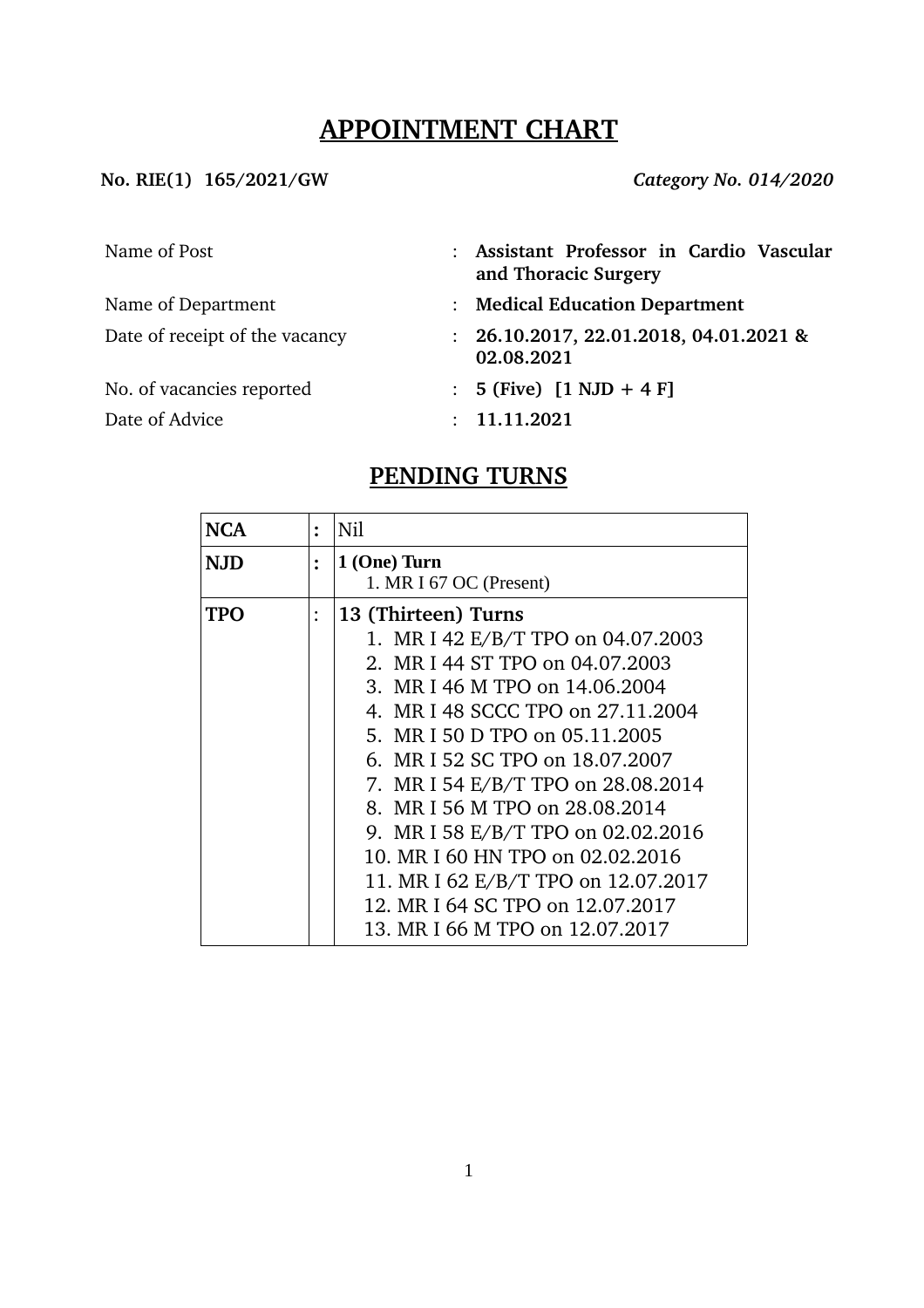# APPOINTMENT CHART

**No. RIE(1) 165/2021/GW** *Category No. 014/2020*

| | | |
|---|---|---|
| Name of Post | : | **Assistant Professor in Cardio Vascular and Thoracic Surgery** |
| Name of Department | : | **Medical Education Department** |
| Date of receipt of the vacancy | : | **26.10.2017, 22.01.2018, 04.01.2021 & 02.08.2021** |
| No. of vacancies reported | : | **5 (Five) [1 NJD + 4 F]** |
| Date of Advice | : | **11.11.2021** |

## PENDING TURNS

| | | |
|---|---|---|
| **NCA** | **:** | Nil |
| **NJD** | **:** | **1 (One) Turn**<br>1. MR I 67 OC (Present) |
| **TPO** | : | **13 (Thirteen) Turns**<br>1. MR I 42 E/B/T TPO on 04.07.2003<br>2. MR I 44 ST TPO on 04.07.2003<br>3. MR I 46 M TPO on 14.06.2004<br>4. MR I 48 SCCC TPO on 27.11.2004<br>5. MR I 50 D TPO on 05.11.2005<br>6. MR I 52 SC TPO on 18.07.2007<br>7. MR I 54 E/B/T TPO on 28.08.2014<br>8. MR I 56 M TPO on 28.08.2014<br>9. MR I 58 E/B/T TPO on 02.02.2016<br>10. MR I 60 HN TPO on 02.02.2016<br>11. MR I 62 E/B/T TPO on 12.07.2017<br>12. MR I 64 SC TPO on 12.07.2017<br>13. MR I 66 M TPO on 12.07.2017 |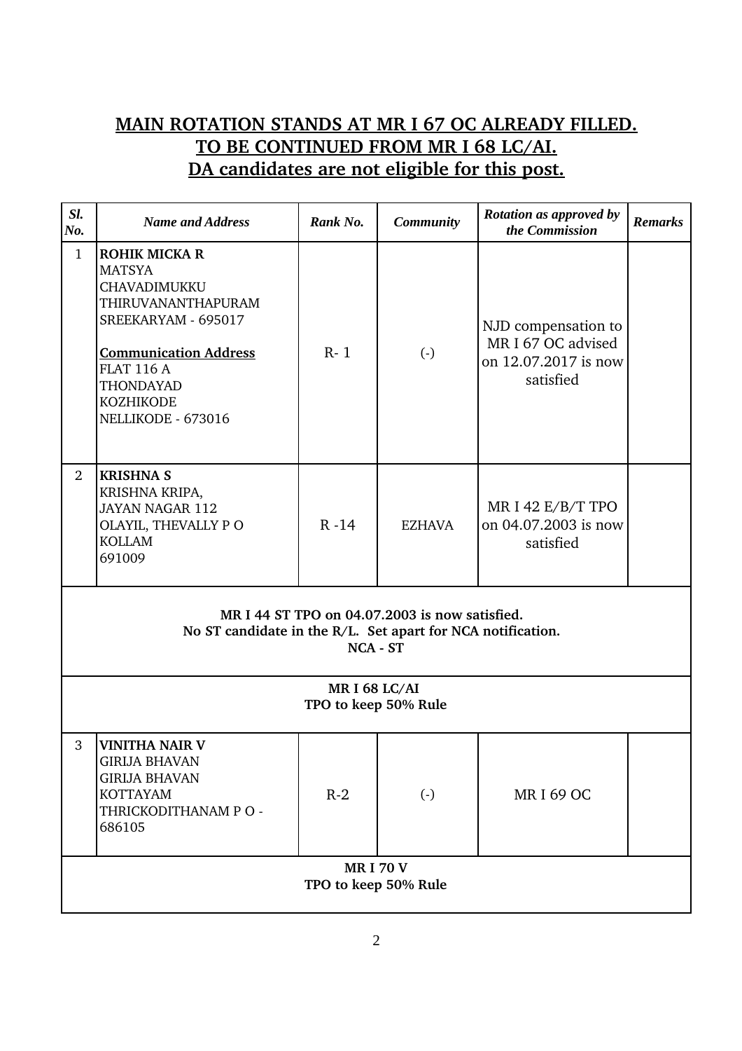**MAIN ROTATION STANDS AT MR I 67 OC ALREADY FILLED.**
**TO BE CONTINUED FROM MR I 68 LC/AI.**
**DA candidates are not eligible for this post.**

| *Sl. No.* | *Name and Address* | *Rank No.* | *Community* | *Rotation as approved by the Commission* | *Remarks* |
|---|---|---|---|---|---|
| 1 | **ROHIK MICKA R**<br>MATSYA<br>CHAVADIMUKKU<br>THIRUVANANTHAPURAM<br>SREEKARYAM - 695017<br><br>**Communication Address**<br>FLAT 116 A<br>THONDAYAD<br>KOZHIKODE<br>NELLIKODE - 673016 | R- 1 | (-) | NJD compensation to MR I 67 OC advised on 12.07.2017 is now satisfied | |
| 2 | **KRISHNA S**<br>KRISHNA KRIPA,<br>JAYAN NAGAR 112<br>OLAYIL, THEVALLY P O<br>KOLLAM<br>691009 | R -14 | EZHAVA | MR I 42 E/B/T TPO on 04.07.2003 is now satisfied | |
| **MR I 44 ST TPO on 04.07.2003 is now satisfied.<br>No ST candidate in the R/L. Set apart for NCA notification.<br>NCA - ST** | | | | | |
| **MR I 68 LC/AI<br>TPO to keep 50% Rule** | | | | | |
| 3 | **VINITHA NAIR V**<br>GIRIJA BHAVAN<br>GIRIJA BHAVAN<br>KOTTAYAM<br>THRICKODITHANAM P O - 686105 | R-2 | (-) | MR I 69 OC | |
| **MR I 70 V<br>TPO to keep 50% Rule** | | | | | |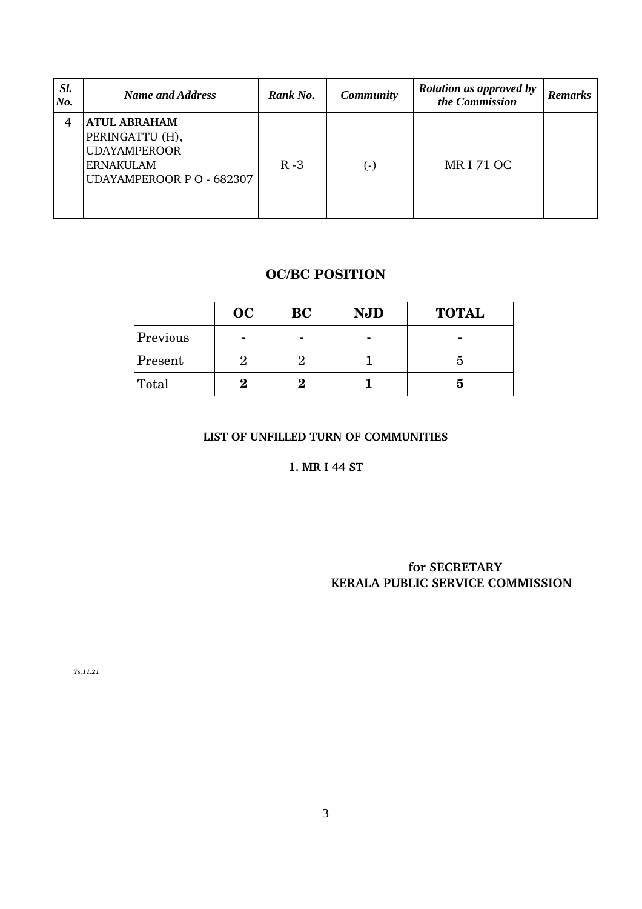| Sl. No. | Name and Address | Rank No. | Community | Rotation as approved by the Commission | Remarks |
|---|---|---|---|---|---|
| 4 | **ATUL ABRAHAM**<br>PERINGATTU (H),<br>UDAYAMPEROOR<br>ERNAKULAM<br>UDAYAMPEROOR P O - 682307 | R -3 | (-) | MR I 71 OC | |

## OC/BC POSITION

| | OC | BC | NJD | TOTAL |
|---|---|---|---|---|
| Previous | - | - | - | - |
| Present | 2 | 2 | 1 | 5 |
| Total | **2** | **2** | **1** | **5** |

**LIST OF UNFILLED TURN OF COMMUNITIES**

**1. MR I 44 ST**

**for SECRETARY**
**KERALA PUBLIC SERVICE COMMISSION**

*Ts.11.21*